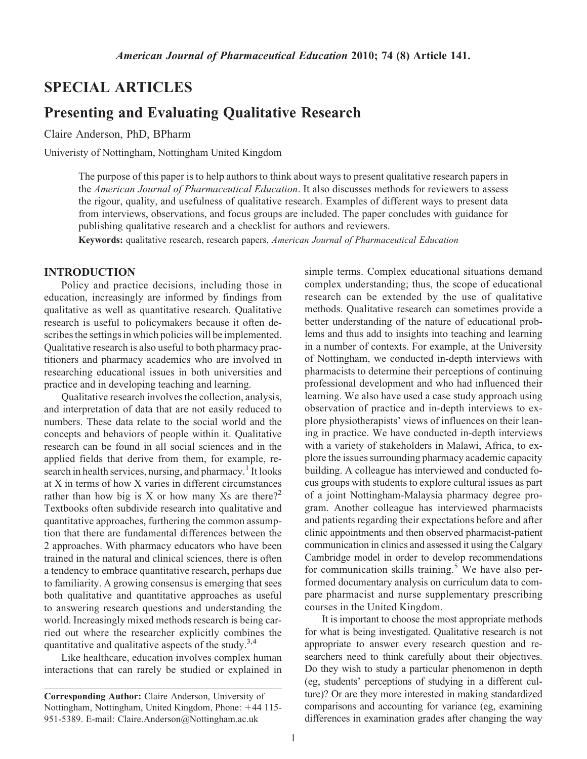## SPECIAL ARTICLES

# Presenting and Evaluating Qualitative Research

Claire Anderson, PhD, BPharm

Univeristy of Nottingham, Nottingham United Kingdom

The purpose of this paper is to help authors to think about ways to present qualitative research papers in the *American Journal of Pharmaceutical Education*. It also discusses methods for reviewers to assess the rigour, quality, and usefulness of qualitative research. Examples of different ways to present data from interviews, observations, and focus groups are included. The paper concludes with guidance for publishing qualitative research and a checklist for authors and reviewers.

**Keywords:** qualitative research, research papers, *American Journal of Pharmaceutical Education*

## INTRODUCTION

Policy and practice decisions, including those in education, increasingly are informed by findings from qualitative as well as quantitative research. Qualitative research is useful to policymakers because it often describes the settings in which policies will be implemented. Qualitative research is also useful to both pharmacy practitioners and pharmacy academics who are involved in researching educational issues in both universities and practice and in developing teaching and learning.

Qualitative research involves the collection, analysis, and interpretation of data that are not easily reduced to numbers. These data relate to the social world and the concepts and behaviors of people within it. Qualitative research can be found in all social sciences and in the applied fields that derive from them, for example, research in health services, nursing, and pharmacy.[1] It looks at X in terms of how X varies in different circumstances rather than how big is X or how many Xs are there?[2] Textbooks often subdivide research into qualitative and quantitative approaches, furthering the common assumption that there are fundamental differences between the 2 approaches. With pharmacy educators who have been trained in the natural and clinical sciences, there is often a tendency to embrace quantitative research, perhaps due to familiarity. A growing consensus is emerging that sees both qualitative and quantitative approaches as useful to answering research questions and understanding the world. Increasingly mixed methods research is being carried out where the researcher explicitly combines the quantitative and qualitative aspects of the study.[3,4]

Like healthcare, education involves complex human interactions that can rarely be studied or explained in simple terms. Complex educational situations demand complex understanding; thus, the scope of educational research can be extended by the use of qualitative methods. Qualitative research can sometimes provide a better understanding of the nature of educational problems and thus add to insights into teaching and learning in a number of contexts. For example, at the University of Nottingham, we conducted in-depth interviews with pharmacists to determine their perceptions of continuing professional development and who had influenced their learning. We also have used a case study approach using observation of practice and in-depth interviews to explore physiotherapists' views of influences on their leaning in practice. We have conducted in-depth interviews with a variety of stakeholders in Malawi, Africa, to explore the issues surrounding pharmacy academic capacity building. A colleague has interviewed and conducted focus groups with students to explore cultural issues as part of a joint Nottingham-Malaysia pharmacy degree program. Another colleague has interviewed pharmacists and patients regarding their expectations before and after clinic appointments and then observed pharmacist-patient communication in clinics and assessed it using the Calgary Cambridge model in order to develop recommendations for communication skills training.[5] We have also performed documentary analysis on curriculum data to compare pharmacist and nurse supplementary prescribing courses in the United Kingdom.

It is important to choose the most appropriate methods for what is being investigated. Qualitative research is not appropriate to answer every research question and researchers need to think carefully about their objectives. Do they wish to study a particular phenomenon in depth (eg, students' perceptions of studying in a different culture)? Or are they more interested in making standardized comparisons and accounting for variance (eg, examining differences in examination grades after changing the way

---

**Corresponding Author:** Claire Anderson, University of Nottingham, Nottingham, United Kingdom, Phone: +44 115-951-5389. E-mail: Claire.Anderson@Nottingham.ac.uk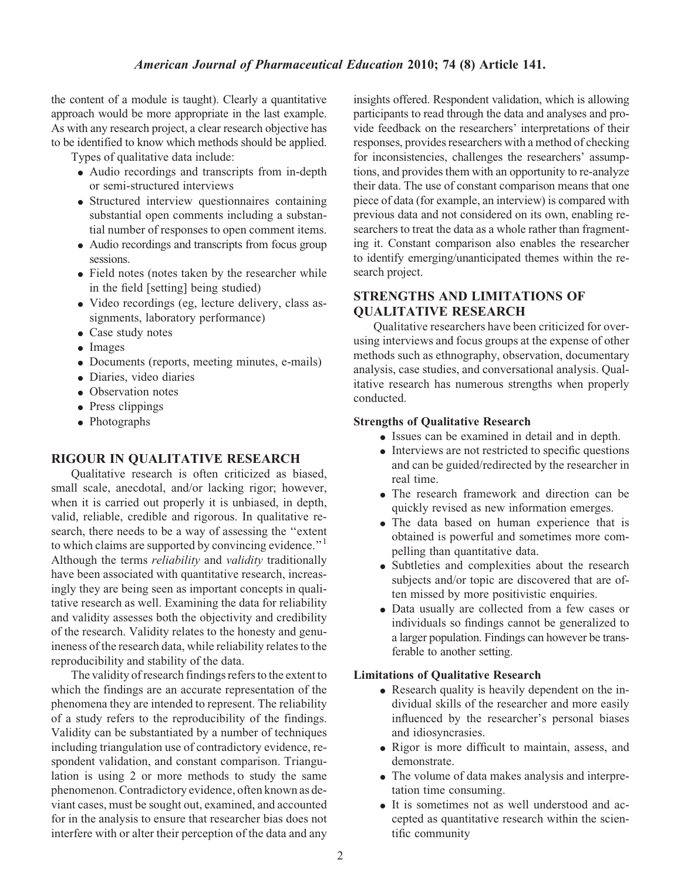the content of a module is taught). Clearly a quantitative approach would be more appropriate in the last example. As with any research project, a clear research objective has to be identified to know which methods should be applied.

Types of qualitative data include:

- Audio recordings and transcripts from in-depth or semi-structured interviews
- Structured interview questionnaires containing substantial open comments including a substantial number of responses to open comment items.
- Audio recordings and transcripts from focus group sessions.
- Field notes (notes taken by the researcher while in the field [setting] being studied)
- Video recordings (eg, lecture delivery, class assignments, laboratory performance)
- Case study notes
- Images
- Documents (reports, meeting minutes, e-mails)
- Diaries, video diaries
- Observation notes
- Press clippings
- Photographs

## RIGOUR IN QUALITATIVE RESEARCH

Qualitative research is often criticized as biased, small scale, anecdotal, and/or lacking rigor; however, when it is carried out properly it is unbiased, in depth, valid, reliable, credible and rigorous. In qualitative research, there needs to be a way of assessing the "extent to which claims are supported by convincing evidence."[1] Although the terms *reliability* and *validity* traditionally have been associated with quantitative research, increasingly they are being seen as important concepts in qualitative research as well. Examining the data for reliability and validity assesses both the objectivity and credibility of the research. Validity relates to the honesty and genuineness of the research data, while reliability relates to the reproducibility and stability of the data.

The validity of research findings refers to the extent to which the findings are an accurate representation of the phenomena they are intended to represent. The reliability of a study refers to the reproducibility of the findings. Validity can be substantiated by a number of techniques including triangulation use of contradictory evidence, respondent validation, and constant comparison. Triangulation is using 2 or more methods to study the same phenomenon. Contradictory evidence, often known as deviant cases, must be sought out, examined, and accounted for in the analysis to ensure that researcher bias does not interfere with or alter their perception of the data and any insights offered. Respondent validation, which is allowing participants to read through the data and analyses and provide feedback on the researchers' interpretations of their responses, provides researchers with a method of checking for inconsistencies, challenges the researchers' assumptions, and provides them with an opportunity to re-analyze their data. The use of constant comparison means that one piece of data (for example, an interview) is compared with previous data and not considered on its own, enabling researchers to treat the data as a whole rather than fragmenting it. Constant comparison also enables the researcher to identify emerging/unanticipated themes within the research project.

## STRENGTHS AND LIMITATIONS OF QUALITATIVE RESEARCH

Qualitative researchers have been criticized for overusing interviews and focus groups at the expense of other methods such as ethnography, observation, documentary analysis, case studies, and conversational analysis. Qualitative research has numerous strengths when properly conducted.

### Strengths of Qualitative Research

- Issues can be examined in detail and in depth.
- Interviews are not restricted to specific questions and can be guided/redirected by the researcher in real time.
- The research framework and direction can be quickly revised as new information emerges.
- The data based on human experience that is obtained is powerful and sometimes more compelling than quantitative data.
- Subtleties and complexities about the research subjects and/or topic are discovered that are often missed by more positivistic enquiries.
- Data usually are collected from a few cases or individuals so findings cannot be generalized to a larger population. Findings can however be transferable to another setting.

### Limitations of Qualitative Research

- Research quality is heavily dependent on the individual skills of the researcher and more easily influenced by the researcher's personal biases and idiosyncrasies.
- Rigor is more difficult to maintain, assess, and demonstrate.
- The volume of data makes analysis and interpretation time consuming.
- It is sometimes not as well understood and accepted as quantitative research within the scientific community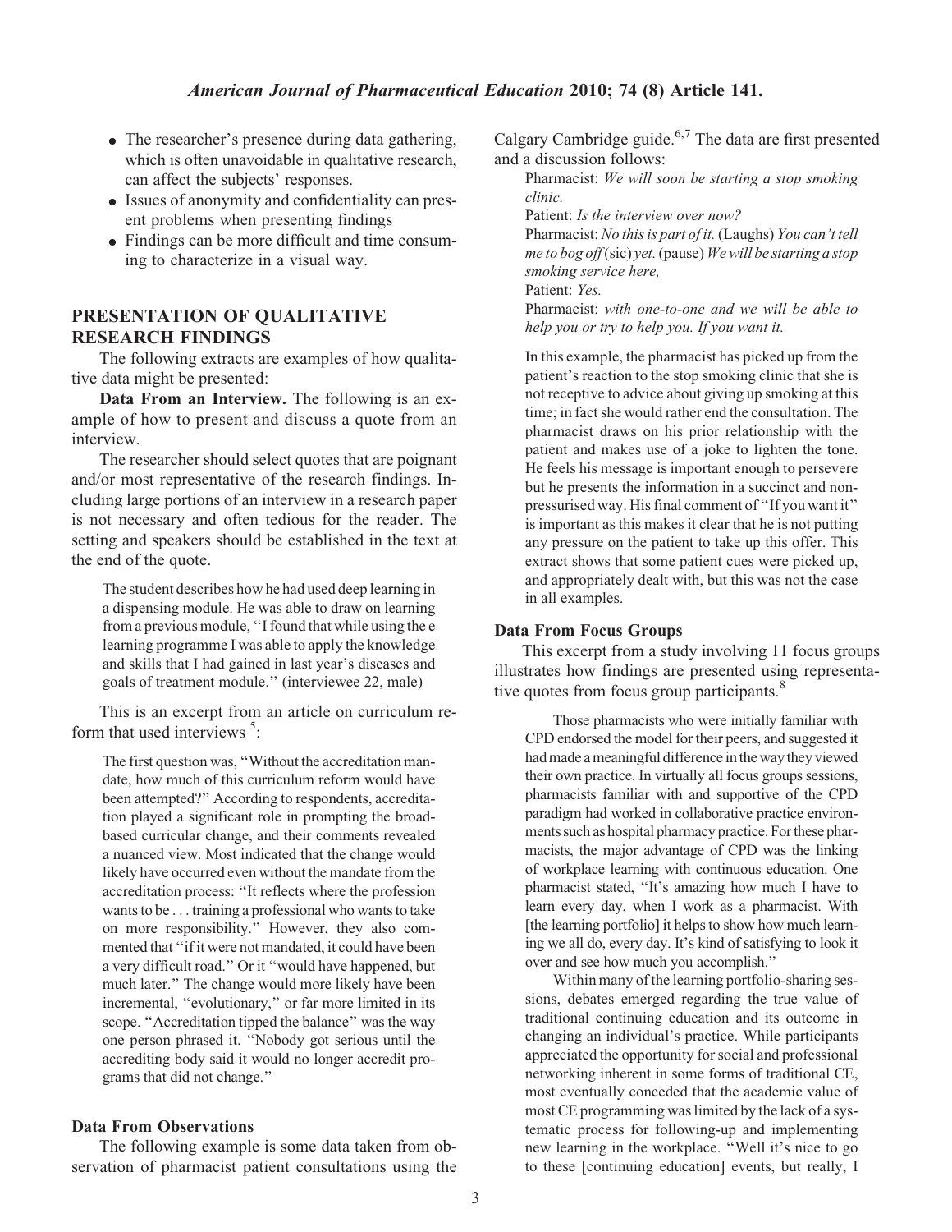- The researcher's presence during data gathering, which is often unavoidable in qualitative research, can affect the subjects' responses.
- Issues of anonymity and confidentiality can present problems when presenting findings
- Findings can be more difficult and time consuming to characterize in a visual way.

## PRESENTATION OF QUALITATIVE RESEARCH FINDINGS

The following extracts are examples of how qualitative data might be presented:

**Data From an Interview.** The following is an example of how to present and discuss a quote from an interview.

The researcher should select quotes that are poignant and/or most representative of the research findings. Including large portions of an interview in a research paper is not necessary and often tedious for the reader. The setting and speakers should be established in the text at the end of the quote.

> The student describes how he had used deep learning in a dispensing module. He was able to draw on learning from a previous module, "I found that while using the e learning programme I was able to apply the knowledge and skills that I had gained in last year's diseases and goals of treatment module." (interviewee 22, male)

This is an excerpt from an article on curriculum reform that used interviews [5]:

> The first question was, "Without the accreditation mandate, how much of this curriculum reform would have been attempted?" According to respondents, accreditation played a significant role in prompting the broad-based curricular change, and their comments revealed a nuanced view. Most indicated that the change would likely have occurred even without the mandate from the accreditation process: "It reflects where the profession wants to be . . . training a professional who wants to take on more responsibility." However, they also commented that "if it were not mandated, it could have been a very difficult road." Or it "would have happened, but much later." The change would more likely have been incremental, "evolutionary," or far more limited in its scope. "Accreditation tipped the balance" was the way one person phrased it. "Nobody got serious until the accrediting body said it would no longer accredit programs that did not change."

### Data From Observations

The following example is some data taken from observation of pharmacist patient consultations using the Calgary Cambridge guide.[6,7] The data are first presented and a discussion follows:

> Pharmacist: *We will soon be starting a stop smoking clinic.*
>
> Patient: *Is the interview over now?*
>
> Pharmacist: *No this is part of it.* (Laughs) *You can't tell me to bog off* (sic) *yet.* (pause) *We will be starting a stop smoking service here,*
>
> Patient: *Yes.*
>
> Pharmacist: *with one-to-one and we will be able to help you or try to help you. If you want it.*

> In this example, the pharmacist has picked up from the patient's reaction to the stop smoking clinic that she is not receptive to advice about giving up smoking at this time; in fact she would rather end the consultation. The pharmacist draws on his prior relationship with the patient and makes use of a joke to lighten the tone. He feels his message is important enough to persevere but he presents the information in a succinct and non-pressurised way. His final comment of "If you want it" is important as this makes it clear that he is not putting any pressure on the patient to take up this offer. This extract shows that some patient cues were picked up, and appropriately dealt with, but this was not the case in all examples.

### Data From Focus Groups

This excerpt from a study involving 11 focus groups illustrates how findings are presented using representative quotes from focus group participants.[8]

> Those pharmacists who were initially familiar with CPD endorsed the model for their peers, and suggested it had made a meaningful difference in the way they viewed their own practice. In virtually all focus groups sessions, pharmacists familiar with and supportive of the CPD paradigm had worked in collaborative practice environments such as hospital pharmacy practice. For these pharmacists, the major advantage of CPD was the linking of workplace learning with continuous education. One pharmacist stated, "It's amazing how much I have to learn every day, when I work as a pharmacist. With [the learning portfolio] it helps to show how much learning we all do, every day. It's kind of satisfying to look it over and see how much you accomplish."
>
> Within many of the learning portfolio-sharing sessions, debates emerged regarding the true value of traditional continuing education and its outcome in changing an individual's practice. While participants appreciated the opportunity for social and professional networking inherent in some forms of traditional CE, most eventually conceded that the academic value of most CE programming was limited by the lack of a systematic process for following-up and implementing new learning in the workplace. "Well it's nice to go to these [continuing education] events, but really, I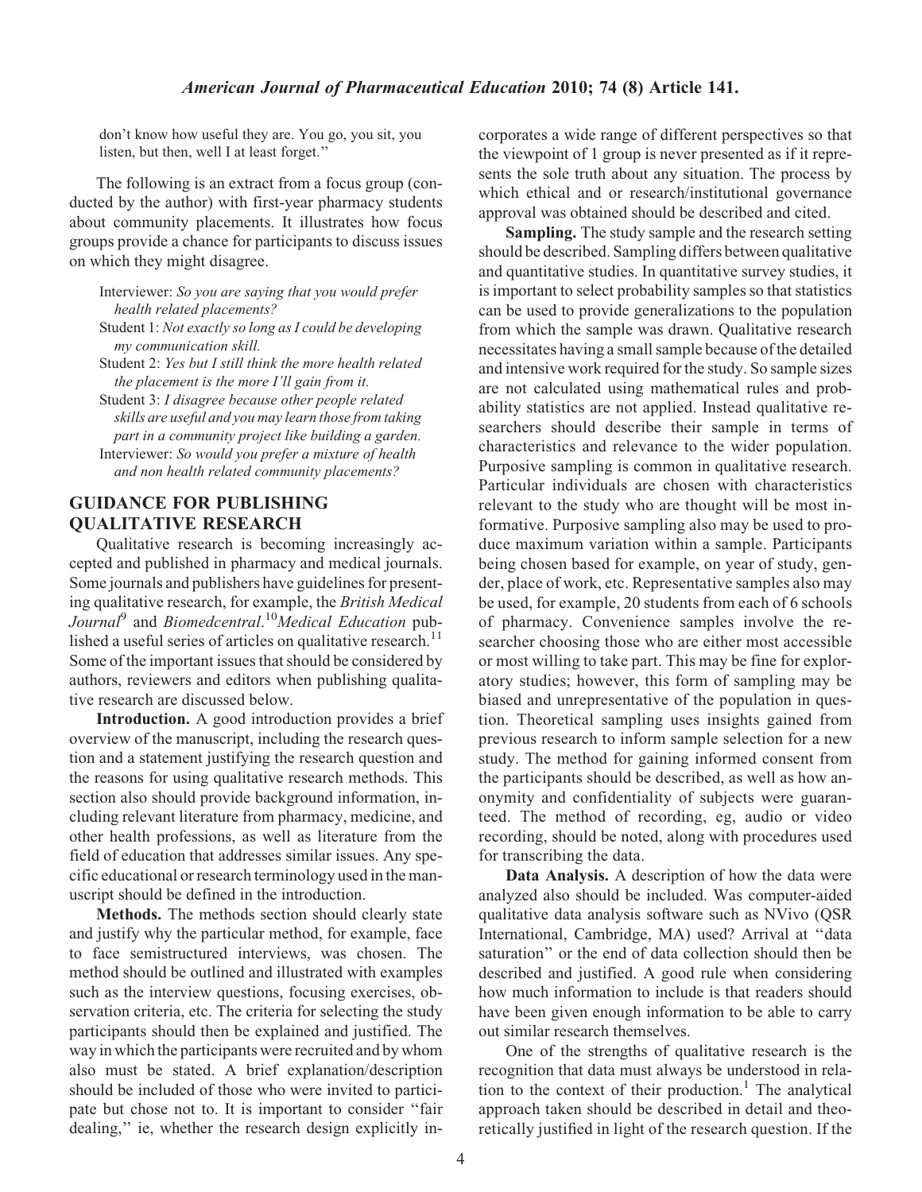don't know how useful they are. You go, you sit, you listen, but then, well I at least forget."

The following is an extract from a focus group (conducted by the author) with first-year pharmacy students about community placements. It illustrates how focus groups provide a chance for participants to discuss issues on which they might disagree.

Interviewer: *So you are saying that you would prefer health related placements?*

Student 1: *Not exactly so long as I could be developing my communication skill.*

Student 2: *Yes but I still think the more health related the placement is the more I'll gain from it.*

Student 3: *I disagree because other people related skills are useful and you may learn those from taking part in a community project like building a garden.*

Interviewer: *So would you prefer a mixture of health and non health related community placements?*

## GUIDANCE FOR PUBLISHING QUALITATIVE RESEARCH

Qualitative research is becoming increasingly accepted and published in pharmacy and medical journals. Some journals and publishers have guidelines for presenting qualitative research, for example, the *British Medical Journal*[9] and *Biomedcentral*.[10] *Medical Education* published a useful series of articles on qualitative research.[11] Some of the important issues that should be considered by authors, reviewers and editors when publishing qualitative research are discussed below.

**Introduction.** A good introduction provides a brief overview of the manuscript, including the research question and a statement justifying the research question and the reasons for using qualitative research methods. This section also should provide background information, including relevant literature from pharmacy, medicine, and other health professions, as well as literature from the field of education that addresses similar issues. Any specific educational or research terminology used in the manuscript should be defined in the introduction.

**Methods.** The methods section should clearly state and justify why the particular method, for example, face to face semistructured interviews, was chosen. The method should be outlined and illustrated with examples such as the interview questions, focusing exercises, observation criteria, etc. The criteria for selecting the study participants should then be explained and justified. The way in which the participants were recruited and by whom also must be stated. A brief explanation/description should be included of those who were invited to participate but chose not to. It is important to consider "fair dealing," ie, whether the research design explicitly incorporates a wide range of different perspectives so that the viewpoint of 1 group is never presented as if it represents the sole truth about any situation. The process by which ethical and or research/institutional governance approval was obtained should be described and cited.

**Sampling.** The study sample and the research setting should be described. Sampling differs between qualitative and quantitative studies. In quantitative survey studies, it is important to select probability samples so that statistics can be used to provide generalizations to the population from which the sample was drawn. Qualitative research necessitates having a small sample because of the detailed and intensive work required for the study. So sample sizes are not calculated using mathematical rules and probability statistics are not applied. Instead qualitative researchers should describe their sample in terms of characteristics and relevance to the wider population. Purposive sampling is common in qualitative research. Particular individuals are chosen with characteristics relevant to the study who are thought will be most informative. Purposive sampling also may be used to produce maximum variation within a sample. Participants being chosen based for example, on year of study, gender, place of work, etc. Representative samples also may be used, for example, 20 students from each of 6 schools of pharmacy. Convenience samples involve the researcher choosing those who are either most accessible or most willing to take part. This may be fine for exploratory studies; however, this form of sampling may be biased and unrepresentative of the population in question. Theoretical sampling uses insights gained from previous research to inform sample selection for a new study. The method for gaining informed consent from the participants should be described, as well as how anonymity and confidentiality of subjects were guaranteed. The method of recording, eg, audio or video recording, should be noted, along with procedures used for transcribing the data.

**Data Analysis.** A description of how the data were analyzed also should be included. Was computer-aided qualitative data analysis software such as NVivo (QSR International, Cambridge, MA) used? Arrival at "data saturation" or the end of data collection should then be described and justified. A good rule when considering how much information to include is that readers should have been given enough information to be able to carry out similar research themselves.

One of the strengths of qualitative research is the recognition that data must always be understood in relation to the context of their production.[1] The analytical approach taken should be described in detail and theoretically justified in light of the research question. If the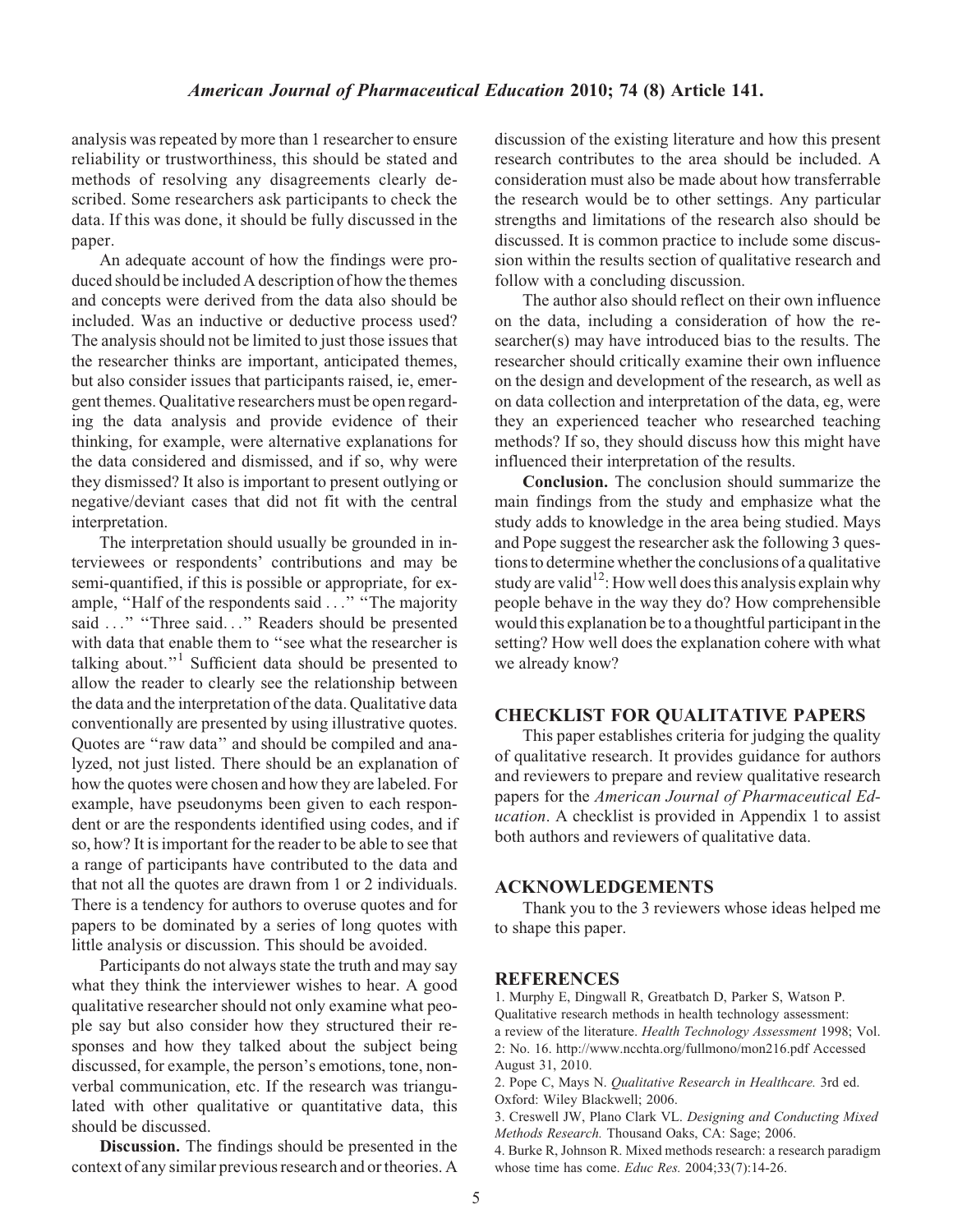analysis was repeated by more than 1 researcher to ensure reliability or trustworthiness, this should be stated and methods of resolving any disagreements clearly described. Some researchers ask participants to check the data. If this was done, it should be fully discussed in the paper.

An adequate account of how the findings were produced should be included A description of how the themes and concepts were derived from the data also should be included. Was an inductive or deductive process used? The analysis should not be limited to just those issues that the researcher thinks are important, anticipated themes, but also consider issues that participants raised, ie, emergent themes. Qualitative researchers must be open regarding the data analysis and provide evidence of their thinking, for example, were alternative explanations for the data considered and dismissed, and if so, why were they dismissed? It also is important to present outlying or negative/deviant cases that did not fit with the central interpretation.

The interpretation should usually be grounded in interviewees or respondents' contributions and may be semi-quantified, if this is possible or appropriate, for example, "Half of the respondents said . . ." "The majority said . . ." "Three said. . ." Readers should be presented with data that enable them to "see what the researcher is talking about."[1] Sufficient data should be presented to allow the reader to clearly see the relationship between the data and the interpretation of the data. Qualitative data conventionally are presented by using illustrative quotes. Quotes are "raw data" and should be compiled and analyzed, not just listed. There should be an explanation of how the quotes were chosen and how they are labeled. For example, have pseudonyms been given to each respondent or are the respondents identified using codes, and if so, how? It is important for the reader to be able to see that a range of participants have contributed to the data and that not all the quotes are drawn from 1 or 2 individuals. There is a tendency for authors to overuse quotes and for papers to be dominated by a series of long quotes with little analysis or discussion. This should be avoided.

Participants do not always state the truth and may say what they think the interviewer wishes to hear. A good qualitative researcher should not only examine what people say but also consider how they structured their responses and how they talked about the subject being discussed, for example, the person's emotions, tone, nonverbal communication, etc. If the research was triangulated with other qualitative or quantitative data, this should be discussed.

**Discussion.** The findings should be presented in the context of any similar previous research and or theories. A discussion of the existing literature and how this present research contributes to the area should be included. A consideration must also be made about how transferrable the research would be to other settings. Any particular strengths and limitations of the research also should be discussed. It is common practice to include some discussion within the results section of qualitative research and follow with a concluding discussion.

The author also should reflect on their own influence on the data, including a consideration of how the researcher(s) may have introduced bias to the results. The researcher should critically examine their own influence on the design and development of the research, as well as on data collection and interpretation of the data, eg, were they an experienced teacher who researched teaching methods? If so, they should discuss how this might have influenced their interpretation of the results.

**Conclusion.** The conclusion should summarize the main findings from the study and emphasize what the study adds to knowledge in the area being studied. Mays and Pope suggest the researcher ask the following 3 questions to determine whether the conclusions of a qualitative study are valid[12]: How well does this analysis explain why people behave in the way they do? How comprehensible would this explanation be to a thoughtful participant in the setting? How well does the explanation cohere with what we already know?

## CHECKLIST FOR QUALITATIVE PAPERS

This paper establishes criteria for judging the quality of qualitative research. It provides guidance for authors and reviewers to prepare and review qualitative research papers for the *American Journal of Pharmaceutical Education*. A checklist is provided in Appendix 1 to assist both authors and reviewers of qualitative data.

## ACKNOWLEDGEMENTS

Thank you to the 3 reviewers whose ideas helped me to shape this paper.

## REFERENCES

1. Murphy E, Dingwall R, Greatbatch D, Parker S, Watson P. Qualitative research methods in health technology assessment: a review of the literature. *Health Technology Assessment* 1998; Vol. 2: No. 16. http://www.ncchta.org/fullmono/mon216.pdf Accessed August 31, 2010.
2. Pope C, Mays N. *Qualitative Research in Healthcare.* 3rd ed. Oxford: Wiley Blackwell; 2006.
3. Creswell JW, Plano Clark VL. *Designing and Conducting Mixed Methods Research.* Thousand Oaks, CA: Sage; 2006.
4. Burke R, Johnson R. Mixed methods research: a research paradigm whose time has come. *Educ Res.* 2004;33(7):14-26.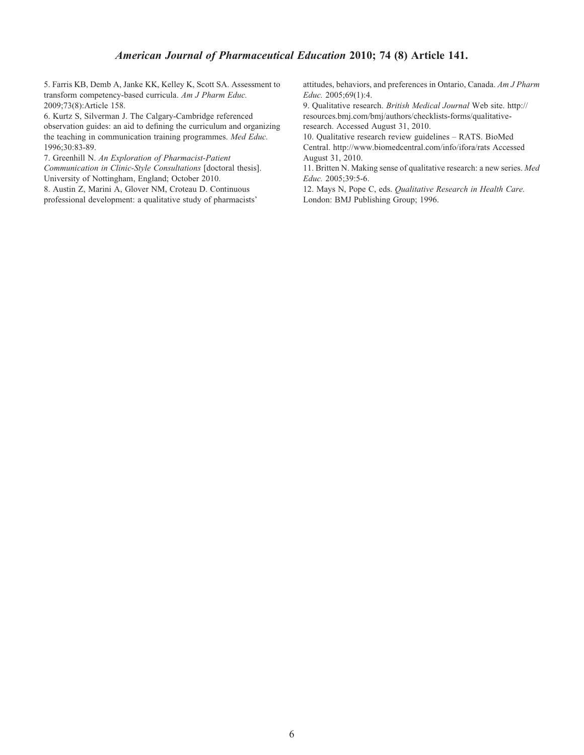5. Farris KB, Demb A, Janke KK, Kelley K, Scott SA. Assessment to transform competency-based curricula. *Am J Pharm Educ.* 2009;73(8):Article 158.

6. Kurtz S, Silverman J. The Calgary-Cambridge referenced observation guides: an aid to defining the curriculum and organizing the teaching in communication training programmes. *Med Educ.* 1996;30:83-89.

7. Greenhill N. *An Exploration of Pharmacist-Patient Communication in Clinic-Style Consultations* [doctoral thesis]. University of Nottingham, England; October 2010.

8. Austin Z, Marini A, Glover NM, Croteau D. Continuous professional development: a qualitative study of pharmacists' attitudes, behaviors, and preferences in Ontario, Canada. *Am J Pharm Educ.* 2005;69(1):4.

9. Qualitative research. *British Medical Journal* Web site. http://resources.bmj.com/bmj/authors/checklists-forms/qualitative-research. Accessed August 31, 2010.

10. Qualitative research review guidelines – RATS. BioMed Central. http://www.biomedcentral.com/info/ifora/rats Accessed August 31, 2010.

11. Britten N. Making sense of qualitative research: a new series. *Med Educ.* 2005;39:5-6.

12. Mays N, Pope C, eds. *Qualitative Research in Health Care.* London: BMJ Publishing Group; 1996.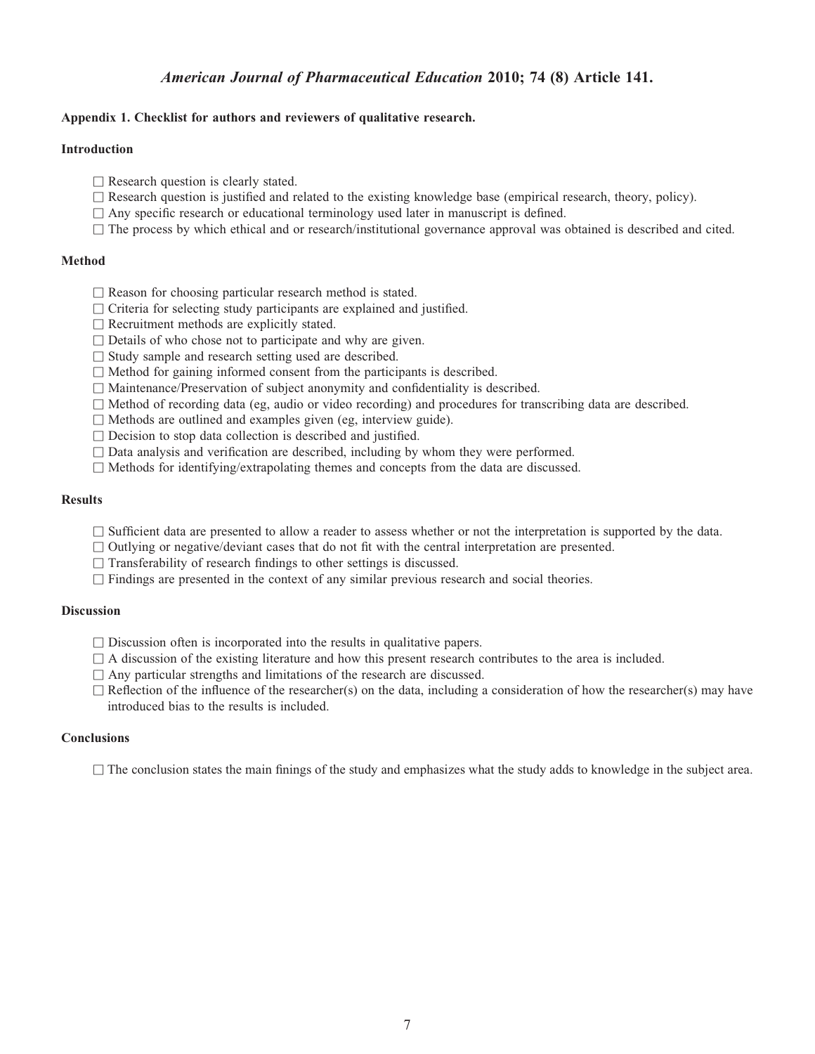**Appendix 1. Checklist for authors and reviewers of qualitative research.**

**Introduction**

- ☐ Research question is clearly stated.
- ☐ Research question is justified and related to the existing knowledge base (empirical research, theory, policy).
- ☐ Any specific research or educational terminology used later in manuscript is defined.
- ☐ The process by which ethical and or research/institutional governance approval was obtained is described and cited.

**Method**

- ☐ Reason for choosing particular research method is stated.
- ☐ Criteria for selecting study participants are explained and justified.
- ☐ Recruitment methods are explicitly stated.
- ☐ Details of who chose not to participate and why are given.
- ☐ Study sample and research setting used are described.
- ☐ Method for gaining informed consent from the participants is described.
- ☐ Maintenance/Preservation of subject anonymity and confidentiality is described.
- ☐ Method of recording data (eg, audio or video recording) and procedures for transcribing data are described.
- ☐ Methods are outlined and examples given (eg, interview guide).
- ☐ Decision to stop data collection is described and justified.
- ☐ Data analysis and verification are described, including by whom they were performed.
- ☐ Methods for identifying/extrapolating themes and concepts from the data are discussed.

**Results**

- ☐ Sufficient data are presented to allow a reader to assess whether or not the interpretation is supported by the data.
- ☐ Outlying or negative/deviant cases that do not fit with the central interpretation are presented.
- ☐ Transferability of research findings to other settings is discussed.
- ☐ Findings are presented in the context of any similar previous research and social theories.

**Discussion**

- ☐ Discussion often is incorporated into the results in qualitative papers.
- ☐ A discussion of the existing literature and how this present research contributes to the area is included.
- ☐ Any particular strengths and limitations of the research are discussed.
- ☐ Reflection of the influence of the researcher(s) on the data, including a consideration of how the researcher(s) may have introduced bias to the results is included.

**Conclusions**

- ☐ The conclusion states the main finings of the study and emphasizes what the study adds to knowledge in the subject area.